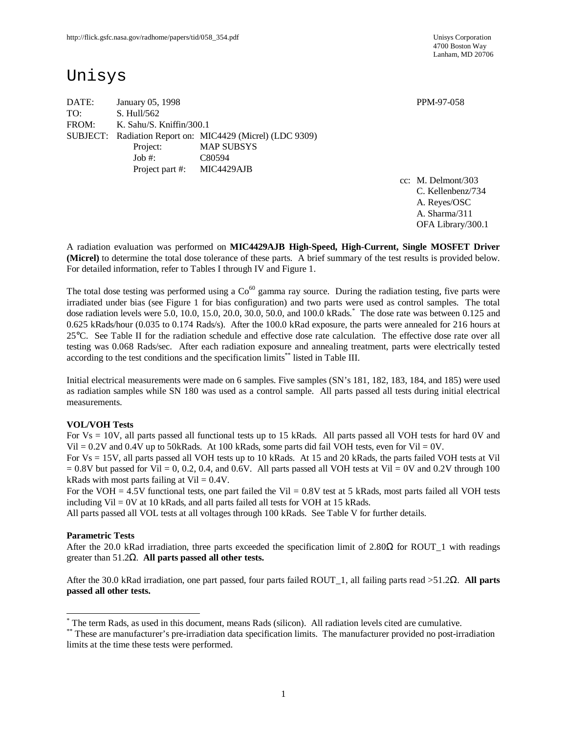http://flick.gsfc.nasa.gov/radhome/papers/tid/058_354.pdf

Unisys Corporation
4700 Boston Way
Lanham, MD 20706

# Unisys

DATE: January 05, 1998 PPM-97-058
TO: S. Hull/562
FROM: K. Sahu/S. Kniffin/300.1
SUBJECT: Radiation Report on: MIC4429 (Micrel) (LDC 9309)
Project: MAP SUBSYS
Job #: C80594
Project part #: MIC4429AJB

cc: M. Delmont/303
C. Kellenbenz/734
A. Reyes/OSC
A. Sharma/311
OFA Library/300.1

A radiation evaluation was performed on **MIC4429AJB High-Speed, High-Current, Single MOSFET Driver (Micrel)** to determine the total dose tolerance of these parts. A brief summary of the test results is provided below. For detailed information, refer to Tables I through IV and Figure 1.

The total dose testing was performed using a $Co^{60}$ gamma ray source. During the radiation testing, five parts were irradiated under bias (see Figure 1 for bias configuration) and two parts were used as control samples. The total dose radiation levels were 5.0, 10.0, 15.0, 20.0, 30.0, 50.0, and 100.0 kRads.* The dose rate was between 0.125 and 0.625 kRads/hour (0.035 to 0.174 Rads/s). After the 100.0 kRad exposure, the parts were annealed for 216 hours at 25°C. See Table II for the radiation schedule and effective dose rate calculation. The effective dose rate over all testing was 0.068 Rads/sec. After each radiation exposure and annealing treatment, parts were electrically tested according to the test conditions and the specification limits** listed in Table III.

Initial electrical measurements were made on 6 samples. Five samples (SN's 181, 182, 183, 184, and 185) were used as radiation samples while SN 180 was used as a control sample. All parts passed all tests during initial electrical measurements.

**VOL/VOH Tests**

For Vs = 10V, all parts passed all functional tests up to 15 kRads. All parts passed all VOH tests for hard 0V and Vil = 0.2V and 0.4V up to 50kRads. At 100 kRads, some parts did fail VOH tests, even for Vil = 0V.

For Vs = 15V, all parts passed all VOH tests up to 10 kRads. At 15 and 20 kRads, the parts failed VOH tests at Vil = 0.8V but passed for Vil = 0, 0.2, 0.4, and 0.6V. All parts passed all VOH tests at Vil = 0V and 0.2V through 100 kRads with most parts failing at Vil = 0.4V.

For the VOH = 4.5V functional tests, one part failed the Vil = 0.8V test at 5 kRads, most parts failed all VOH tests including Vil = 0V at 10 kRads, and all parts failed all tests for VOH at 15 kRads.

All parts passed all VOL tests at all voltages through 100 kRads. See Table V for further details.

**Parametric Tests**

After the 20.0 kRad irradiation, three parts exceeded the specification limit of 2.80Ω for ROUT_1 with readings greater than 51.2Ω. **All parts passed all other tests.**

After the 30.0 kRad irradiation, one part passed, four parts failed ROUT_1, all failing parts read >51.2Ω. **All parts passed all other tests.**

---

* The term Rads, as used in this document, means Rads (silicon). All radiation levels cited are cumulative.

** These are manufacturer's pre-irradiation data specification limits. The manufacturer provided no post-irradiation limits at the time these tests were performed.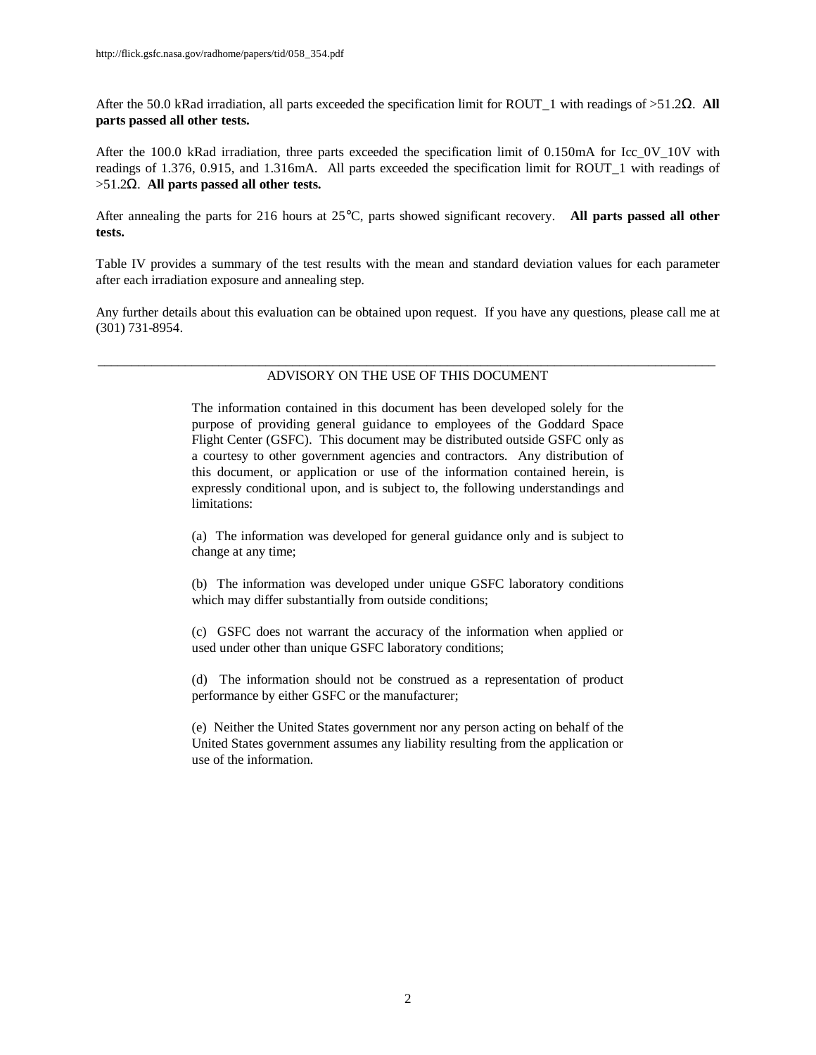After the 50.0 kRad irradiation, all parts exceeded the specification limit for ROUT_1 with readings of >51.2Ω. **All parts passed all other tests.**

After the 100.0 kRad irradiation, three parts exceeded the specification limit of 0.150mA for Icc_0V_10V with readings of 1.376, 0.915, and 1.316mA. All parts exceeded the specification limit for ROUT_1 with readings of >51.2Ω. **All parts passed all other tests.**

After annealing the parts for 216 hours at 25°C, parts showed significant recovery. **All parts passed all other tests.**

Table IV provides a summary of the test results with the mean and standard deviation values for each parameter after each irradiation exposure and annealing step.

Any further details about this evaluation can be obtained upon request. If you have any questions, please call me at (301) 731-8954.

---

ADVISORY ON THE USE OF THIS DOCUMENT

The information contained in this document has been developed solely for the purpose of providing general guidance to employees of the Goddard Space Flight Center (GSFC). This document may be distributed outside GSFC only as a courtesy to other government agencies and contractors. Any distribution of this document, or application or use of the information contained herein, is expressly conditional upon, and is subject to, the following understandings and limitations:

(a) The information was developed for general guidance only and is subject to change at any time;

(b) The information was developed under unique GSFC laboratory conditions which may differ substantially from outside conditions;

(c) GSFC does not warrant the accuracy of the information when applied or used under other than unique GSFC laboratory conditions;

(d) The information should not be construed as a representation of product performance by either GSFC or the manufacturer;

(e) Neither the United States government nor any person acting on behalf of the United States government assumes any liability resulting from the application or use of the information.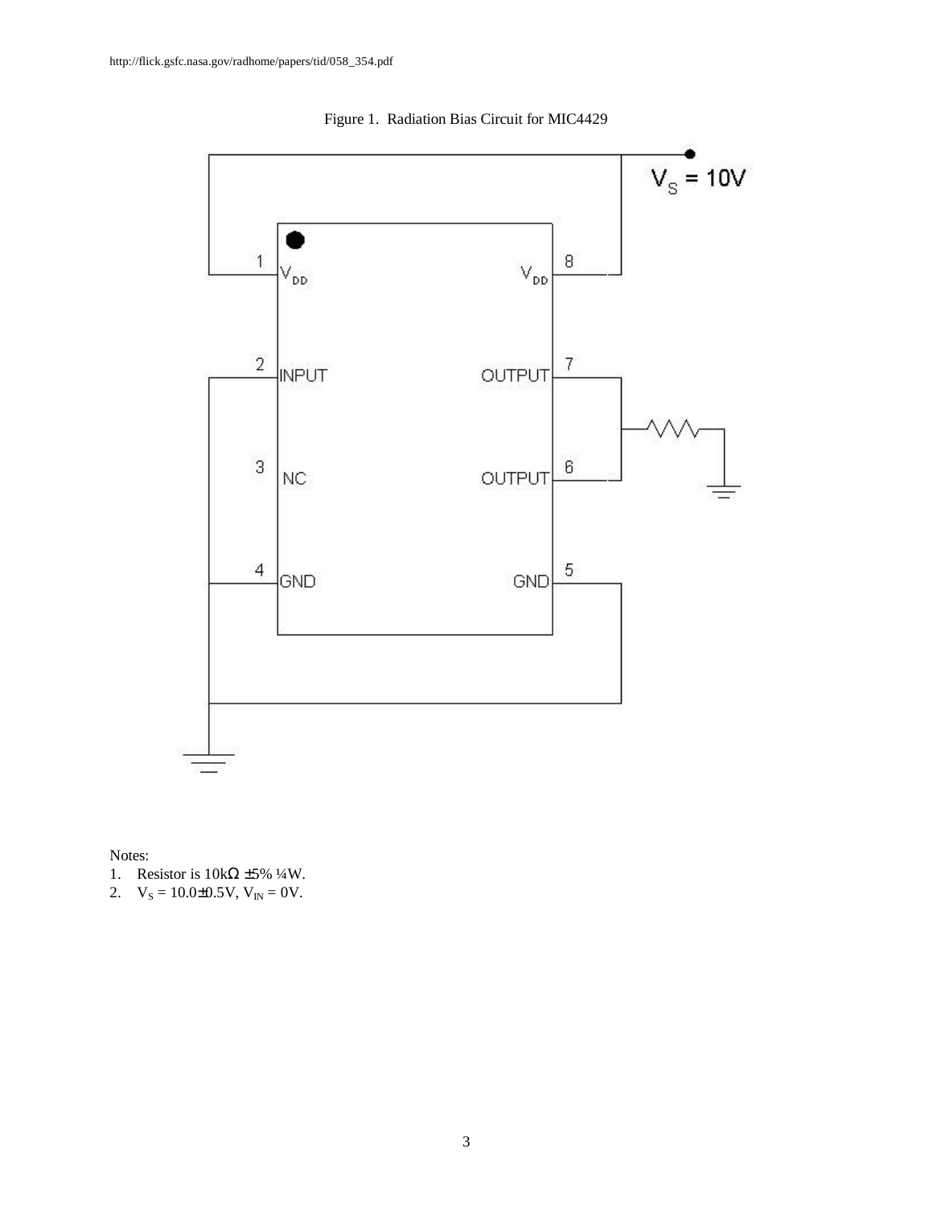http://flick.gsfc.nasa.gov/radhome/papers/tid/058_354.pdf

Figure 1. Radiation Bias Circuit for MIC4429

Notes:

1. Resistor is 10kΩ ±5% ¼W.
2. $V_S$ = 10.0±0.5V, $V_{IN}$ = 0V.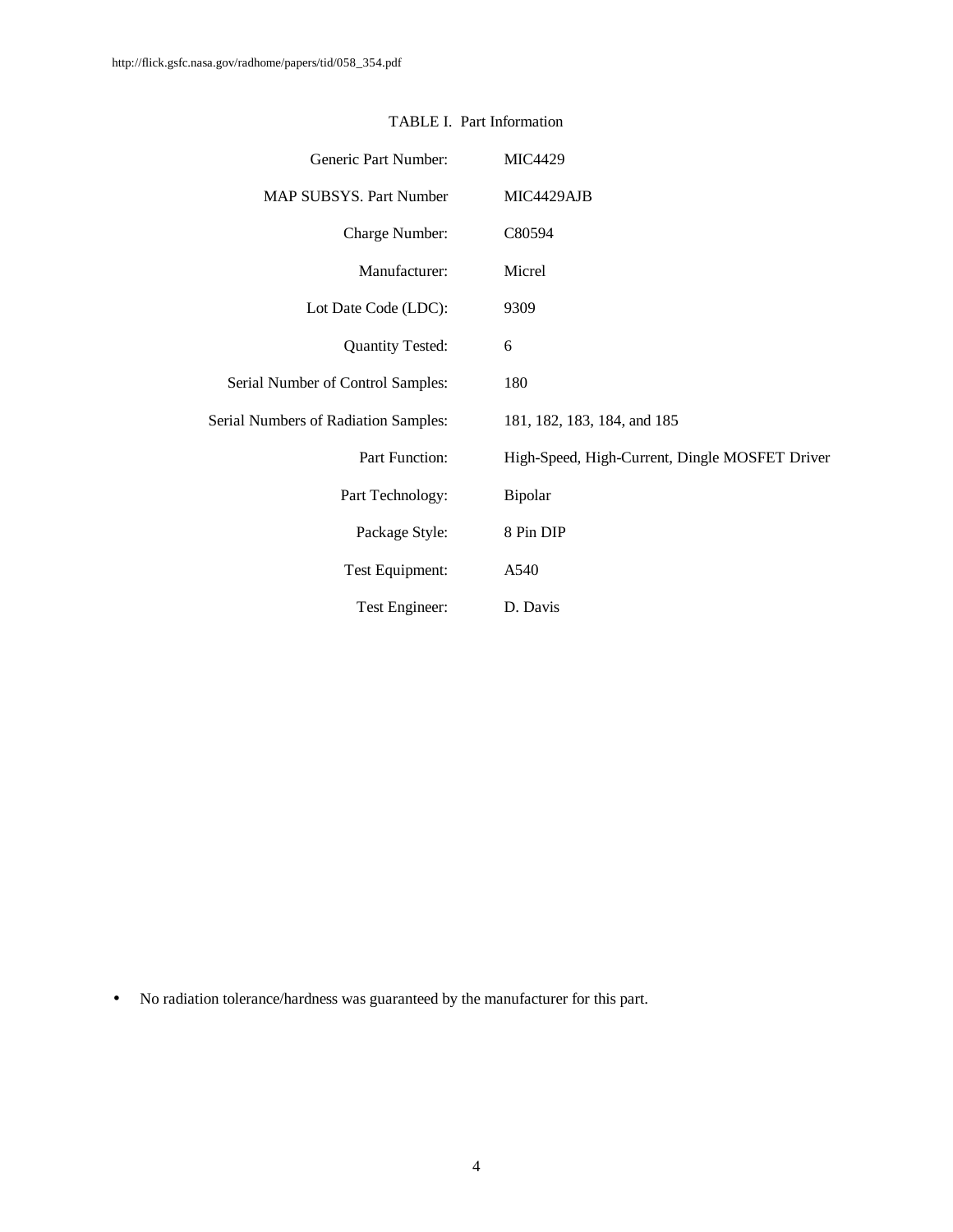TABLE I. Part Information

| | |
|---|---|
| Generic Part Number: | MIC4429 |
| MAP SUBSYS. Part Number | MIC4429AJB |
| Charge Number: | C80594 |
| Manufacturer: | Micrel |
| Lot Date Code (LDC): | 9309 |
| Quantity Tested: | 6 |
| Serial Number of Control Samples: | 180 |
| Serial Numbers of Radiation Samples: | 181, 182, 183, 184, and 185 |
| Part Function: | High-Speed, High-Current, Dingle MOSFET Driver |
| Part Technology: | Bipolar |
| Package Style: | 8 Pin DIP |
| Test Equipment: | A540 |
| Test Engineer: | D. Davis |

- No radiation tolerance/hardness was guaranteed by the manufacturer for this part.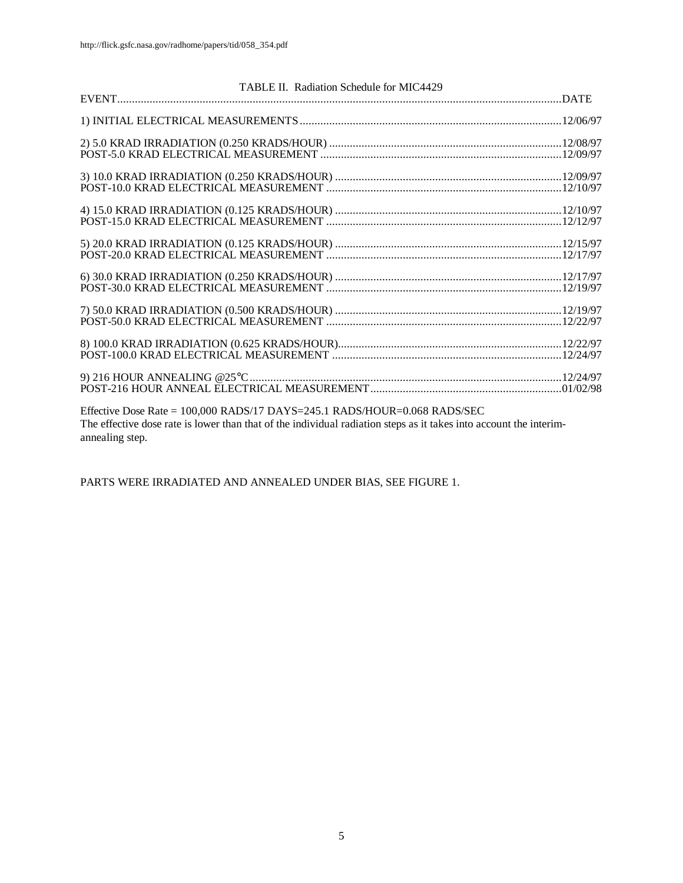TABLE II. Radiation Schedule for MIC4429

| EVENT | DATE |
|---|---|
| 1) INITIAL ELECTRICAL MEASUREMENTS | 12/06/97 |
| 2) 5.0 KRAD IRRADIATION (0.250 KRADS/HOUR) | 12/08/97 |
| POST-5.0 KRAD ELECTRICAL MEASUREMENT | 12/09/97 |
| 3) 10.0 KRAD IRRADIATION (0.250 KRADS/HOUR) | 12/09/97 |
| POST-10.0 KRAD ELECTRICAL MEASUREMENT | 12/10/97 |
| 4) 15.0 KRAD IRRADIATION (0.125 KRADS/HOUR) | 12/10/97 |
| POST-15.0 KRAD ELECTRICAL MEASUREMENT | 12/12/97 |
| 5) 20.0 KRAD IRRADIATION (0.125 KRADS/HOUR) | 12/15/97 |
| POST-20.0 KRAD ELECTRICAL MEASUREMENT | 12/17/97 |
| 6) 30.0 KRAD IRRADIATION (0.250 KRADS/HOUR) | 12/17/97 |
| POST-30.0 KRAD ELECTRICAL MEASUREMENT | 12/19/97 |
| 7) 50.0 KRAD IRRADIATION (0.500 KRADS/HOUR) | 12/19/97 |
| POST-50.0 KRAD ELECTRICAL MEASUREMENT | 12/22/97 |
| 8) 100.0 KRAD IRRADIATION (0.625 KRADS/HOUR) | 12/22/97 |
| POST-100.0 KRAD ELECTRICAL MEASUREMENT | 12/24/97 |
| 9) 216 HOUR ANNEALING @25°C | 12/24/97 |
| POST-216 HOUR ANNEAL ELECTRICAL MEASUREMENT | 01/02/98 |

Effective Dose Rate = 100,000 RADS/17 DAYS=245.1 RADS/HOUR=0.068 RADS/SEC
The effective dose rate is lower than that of the individual radiation steps as it takes into account the interim-annealing step.

PARTS WERE IRRADIATED AND ANNEALED UNDER BIAS, SEE FIGURE 1.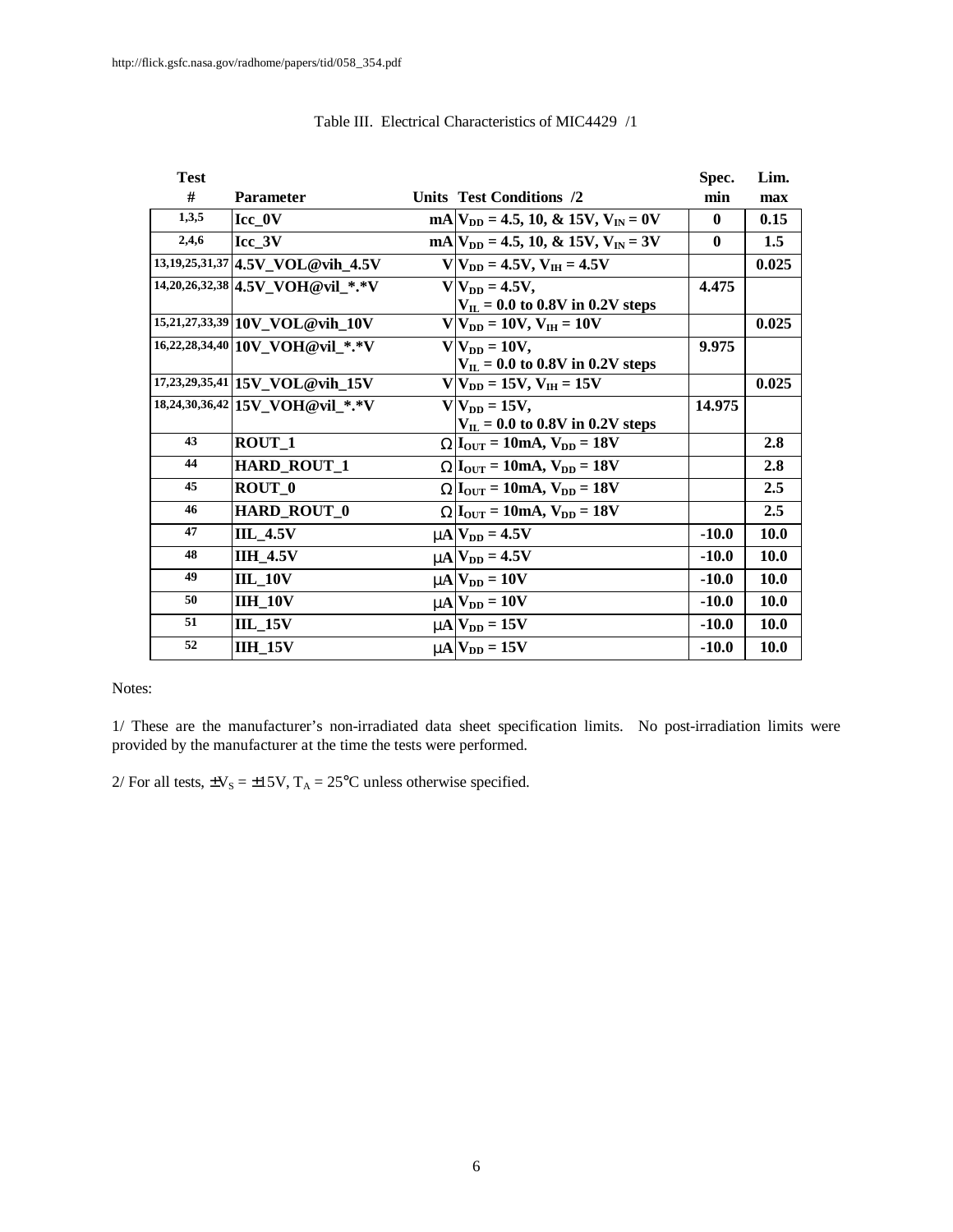http://flick.gsfc.nasa.gov/radhome/papers/tid/058_354.pdf

Table III. Electrical Characteristics of MIC4429 /1

| Test # | Parameter | Units | Test Conditions /2 | Spec. min | Lim. max |
|---|---|---|---|---|---|
| 1,3,5 | Icc_0V | mA | $V_{DD}$ = 4.5, 10, & 15V, $V_{IN}$ = 0V | 0 | 0.15 |
| 2,4,6 | Icc_3V | mA | $V_{DD}$ = 4.5, 10, & 15V, $V_{IN}$ = 3V | 0 | 1.5 |
| 13,19,25,31,37 | 4.5V_VOL@vih_4.5V | V | $V_{DD}$ = 4.5V, $V_{IH}$ = 4.5V | | 0.025 |
| 14,20,26,32,38 | 4.5V_VOH@vil_*.*V | V | $V_{DD}$ = 4.5V, $V_{IL}$ = 0.0 to 0.8V in 0.2V steps | 4.475 | |
| 15,21,27,33,39 | 10V_VOL@vih_10V | V | $V_{DD}$ = 10V, $V_{IH}$ = 10V | | 0.025 |
| 16,22,28,34,40 | 10V_VOH@vil_*.*V | V | $V_{DD}$ = 10V, $V_{IL}$ = 0.0 to 0.8V in 0.2V steps | 9.975 | |
| 17,23,29,35,41 | 15V_VOL@vih_15V | V | $V_{DD}$ = 15V, $V_{IH}$ = 15V | | 0.025 |
| 18,24,30,36,42 | 15V_VOH@vil_*.*V | V | $V_{DD}$ = 15V, $V_{IL}$ = 0.0 to 0.8V in 0.2V steps | 14.975 | |
| 43 | ROUT_1 | Ω | $I_{OUT}$ = 10mA, $V_{DD}$ = 18V | | 2.8 |
| 44 | HARD_ROUT_1 | Ω | $I_{OUT}$ = 10mA, $V_{DD}$ = 18V | | 2.8 |
| 45 | ROUT_0 | Ω | $I_{OUT}$ = 10mA, $V_{DD}$ = 18V | | 2.5 |
| 46 | HARD_ROUT_0 | Ω | $I_{OUT}$ = 10mA, $V_{DD}$ = 18V | | 2.5 |
| 47 | IIL_4.5V | μA | $V_{DD}$ = 4.5V | -10.0 | 10.0 |
| 48 | IIH_4.5V | μA | $V_{DD}$ = 4.5V | -10.0 | 10.0 |
| 49 | IIL_10V | μA | $V_{DD}$ = 10V | -10.0 | 10.0 |
| 50 | IIH_10V | μA | $V_{DD}$ = 10V | -10.0 | 10.0 |
| 51 | IIL_15V | μA | $V_{DD}$ = 15V | -10.0 | 10.0 |
| 52 | IIH_15V | μA | $V_{DD}$ = 15V | -10.0 | 10.0 |

Notes:

1/ These are the manufacturer's non-irradiated data sheet specification limits. No post-irradiation limits were provided by the manufacturer at the time the tests were performed.

2/ For all tests, $\pm V_S = \pm 15V$, $T_A = 25°C$ unless otherwise specified.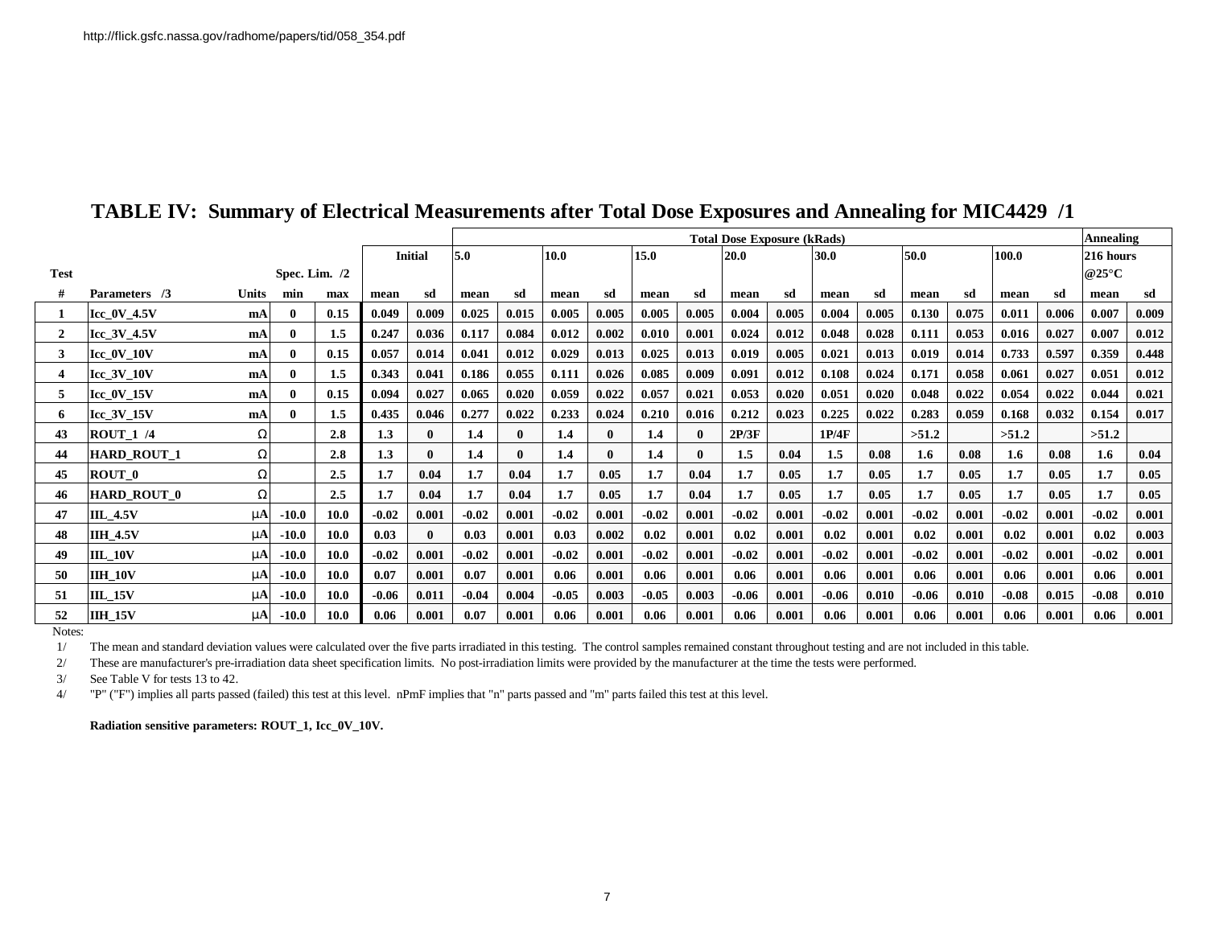http://flick.gsfc.nassa.gov/radhome/papers/tid/058_354.pdf

## TABLE IV: Summary of Electrical Measurements after Total Dose Exposures and Annealing for MIC4429 /1

| Test # | Parameters /3 | Units | Spec. Lim. /2 min | Spec. Lim. /2 max | Initial mean | Initial sd | 5.0 mean | 5.0 sd | 10.0 mean | 10.0 sd | 15.0 mean | 15.0 sd | 20.0 mean | 20.0 sd | 30.0 mean | 30.0 sd | 50.0 mean | 50.0 sd | 100.0 mean | 100.0 sd | Annealing 216 hours @25°C mean | Annealing 216 hours @25°C sd |
|---|---|---|---|---|---|---|---|---|---|---|---|---|---|---|---|---|---|---|---|---|---|---|
| | | | | | | | Total Dose Exposure (kRads) | | | | | | | | | | | | | | | |
| 1 | Icc_0V_4.5V | mA | 0 | 0.15 | 0.049 | 0.009 | 0.025 | 0.015 | 0.005 | 0.005 | 0.005 | 0.005 | 0.004 | 0.005 | 0.004 | 0.005 | 0.130 | 0.075 | 0.011 | 0.006 | 0.007 | 0.009 |
| 2 | Icc_3V_4.5V | mA | 0 | 1.5 | 0.247 | 0.036 | 0.117 | 0.084 | 0.012 | 0.002 | 0.010 | 0.001 | 0.024 | 0.012 | 0.048 | 0.028 | 0.111 | 0.053 | 0.016 | 0.027 | 0.007 | 0.012 |
| 3 | Icc_0V_10V | mA | 0 | 0.15 | 0.057 | 0.014 | 0.041 | 0.012 | 0.029 | 0.013 | 0.025 | 0.013 | 0.019 | 0.005 | 0.021 | 0.013 | 0.019 | 0.014 | 0.733 | 0.597 | 0.359 | 0.448 |
| 4 | Icc_3V_10V | mA | 0 | 1.5 | 0.343 | 0.041 | 0.186 | 0.055 | 0.111 | 0.026 | 0.085 | 0.009 | 0.091 | 0.012 | 0.108 | 0.024 | 0.171 | 0.058 | 0.061 | 0.027 | 0.051 | 0.012 |
| 5 | Icc_0V_15V | mA | 0 | 0.15 | 0.094 | 0.027 | 0.065 | 0.020 | 0.059 | 0.022 | 0.057 | 0.021 | 0.053 | 0.020 | 0.051 | 0.020 | 0.048 | 0.022 | 0.054 | 0.022 | 0.044 | 0.021 |
| 6 | Icc_3V_15V | mA | 0 | 1.5 | 0.435 | 0.046 | 0.277 | 0.022 | 0.233 | 0.024 | 0.210 | 0.016 | 0.212 | 0.023 | 0.225 | 0.022 | 0.283 | 0.059 | 0.168 | 0.032 | 0.154 | 0.017 |
| 43 | ROUT_1 /4 | Ω | | 2.8 | 1.3 | 0 | 1.4 | 0 | 1.4 | 0 | 1.4 | 0 | 2P/3F | | 1P/4F | | >51.2 | | >51.2 | | >51.2 | |
| 44 | HARD_ROUT_1 | Ω | | 2.8 | 1.3 | 0 | 1.4 | 0 | 1.4 | 0 | 1.4 | 0 | 1.5 | 0.04 | 1.5 | 0.08 | 1.6 | 0.08 | 1.6 | 0.08 | 1.6 | 0.04 |
| 45 | ROUT_0 | Ω | | 2.5 | 1.7 | 0.04 | 1.7 | 0.04 | 1.7 | 0.05 | 1.7 | 0.04 | 1.7 | 0.05 | 1.7 | 0.05 | 1.7 | 0.05 | 1.7 | 0.05 | 1.7 | 0.05 |
| 46 | HARD_ROUT_0 | Ω | | 2.5 | 1.7 | 0.04 | 1.7 | 0.04 | 1.7 | 0.05 | 1.7 | 0.04 | 1.7 | 0.05 | 1.7 | 0.05 | 1.7 | 0.05 | 1.7 | 0.05 | 1.7 | 0.05 |
| 47 | IIL_4.5V | μA | -10.0 | 10.0 | -0.02 | 0.001 | -0.02 | 0.001 | -0.02 | 0.001 | -0.02 | 0.001 | -0.02 | 0.001 | -0.02 | 0.001 | -0.02 | 0.001 | -0.02 | 0.001 | -0.02 | 0.001 |
| 48 | IIH_4.5V | μA | -10.0 | 10.0 | 0.03 | 0 | 0.03 | 0.001 | 0.03 | 0.002 | 0.02 | 0.001 | 0.02 | 0.001 | 0.02 | 0.001 | 0.02 | 0.001 | 0.02 | 0.001 | 0.02 | 0.003 |
| 49 | IIL_10V | μA | -10.0 | 10.0 | -0.02 | 0.001 | -0.02 | 0.001 | -0.02 | 0.001 | -0.02 | 0.001 | -0.02 | 0.001 | -0.02 | 0.001 | -0.02 | 0.001 | -0.02 | 0.001 | -0.02 | 0.001 |
| 50 | IIH_10V | μA | -10.0 | 10.0 | 0.07 | 0.001 | 0.07 | 0.001 | 0.06 | 0.001 | 0.06 | 0.001 | 0.06 | 0.001 | 0.06 | 0.001 | 0.06 | 0.001 | 0.06 | 0.001 | 0.06 | 0.001 |
| 51 | IIL_15V | μA | -10.0 | 10.0 | -0.06 | 0.011 | -0.04 | 0.004 | -0.05 | 0.003 | -0.05 | 0.003 | -0.06 | 0.001 | -0.06 | 0.010 | -0.06 | 0.010 | -0.08 | 0.015 | -0.08 | 0.010 |
| 52 | IIH_15V | μA | -10.0 | 10.0 | 0.06 | 0.001 | 0.07 | 0.001 | 0.06 | 0.001 | 0.06 | 0.001 | 0.06 | 0.001 | 0.06 | 0.001 | 0.06 | 0.001 | 0.06 | 0.001 | 0.06 | 0.001 |

Notes:

1/ The mean and standard deviation values were calculated over the five parts irradiated in this testing. The control samples remained constant throughout testing and are not included in this table.

2/ These are manufacturer's pre-irradiation data sheet specification limits. No post-irradiation limits were provided by the manufacturer at the time the tests were performed.

3/ See Table V for tests 13 to 42.

4/ "P" ("F") implies all parts passed (failed) this test at this level. nPmF implies that "n" parts passed and "m" parts failed this test at this level.

**Radiation sensitive parameters: ROUT_1, Icc_0V_10V.**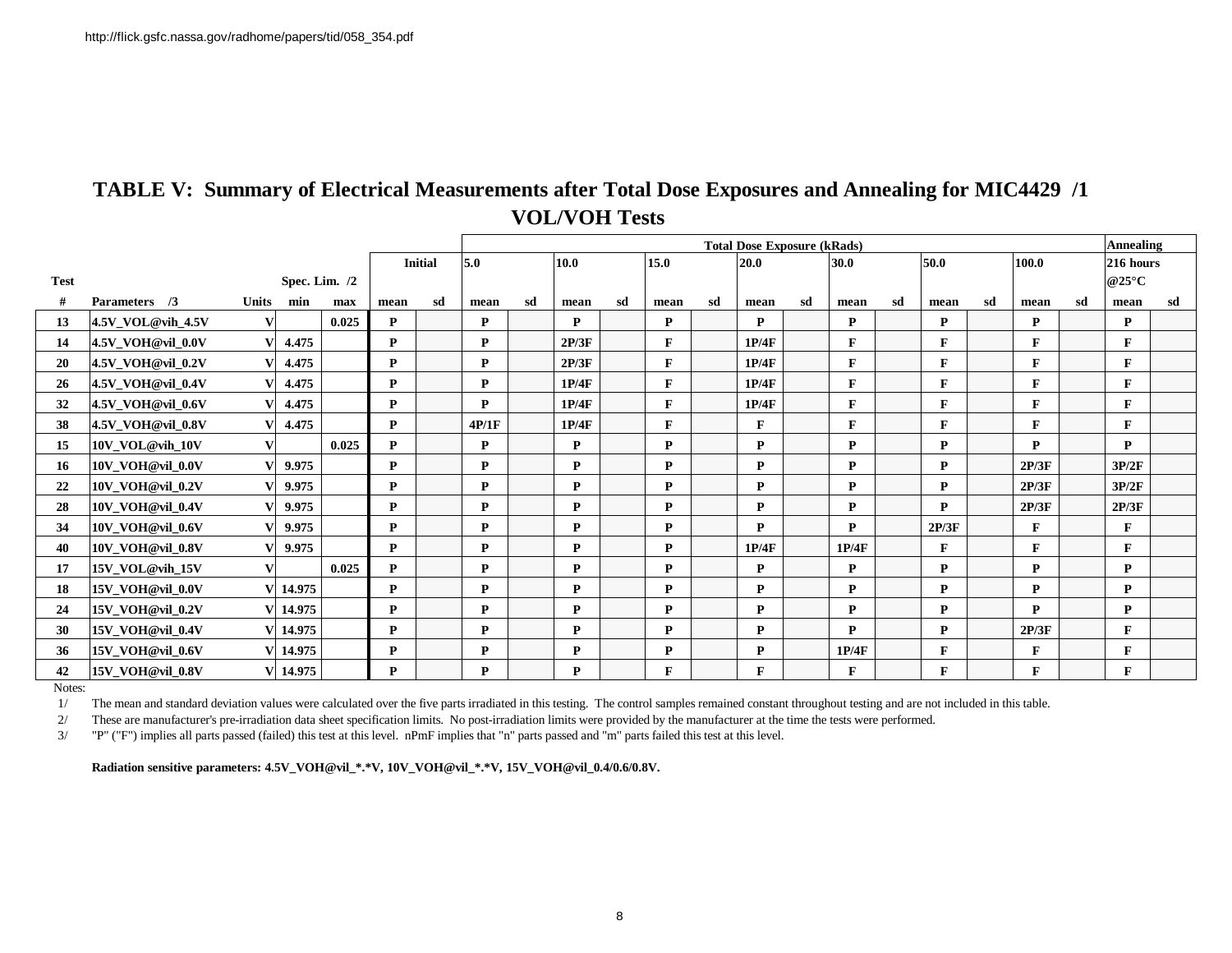http://flick.gsfc.nassa.gov/radhome/papers/tid/058_354.pdf

# TABLE V: Summary of Electrical Measurements after Total Dose Exposures and Annealing for MIC4429 /1

## VOL/VOH Tests

| | | | | | | | Total Dose Exposure (kRads) | | | | | | | | | | | | | | | | Annealing | |
|---|---|---|---|---|---|---|---|---|---|---|---|---|---|---|---|---|---|---|---|---|---|---|---|---|
| | | | | | Initial | | 5.0 | | 10.0 | | 15.0 | | 20.0 | | 30.0 | | 50.0 | | 100.0 | | 216 hours @25°C | |
| Test # | Parameters /3 | Units | Spec. Lim. /2 min | max | mean | sd | mean | sd | mean | sd | mean | sd | mean | sd | mean | sd | mean | sd | mean | sd | mean | sd |
| 13 | 4.5V_VOL@vih_4.5V | V | | 0.025 | P | | P | | P | | P | | P | | P | | P | | P | | P | |
| 14 | 4.5V_VOH@vil_0.0V | V | 4.475 | | P | | P | | 2P/3F | | F | | 1P/4F | | F | | F | | F | | F | |
| 20 | 4.5V_VOH@vil_0.2V | V | 4.475 | | P | | P | | 2P/3F | | F | | 1P/4F | | F | | F | | F | | F | |
| 26 | 4.5V_VOH@vil_0.4V | V | 4.475 | | P | | P | | 1P/4F | | F | | 1P/4F | | F | | F | | F | | F | |
| 32 | 4.5V_VOH@vil_0.6V | V | 4.475 | | P | | P | | 1P/4F | | F | | 1P/4F | | F | | F | | F | | F | |
| 38 | 4.5V_VOH@vil_0.8V | V | 4.475 | | P | | 4P/1F | | 1P/4F | | F | | F | | F | | F | | F | | F | |
| 15 | 10V_VOL@vih_10V | V | | 0.025 | P | | P | | P | | P | | P | | P | | P | | P | | P | |
| 16 | 10V_VOH@vil_0.0V | V | 9.975 | | P | | P | | P | | P | | P | | P | | P | | 2P/3F | | 3P/2F | |
| 22 | 10V_VOH@vil_0.2V | V | 9.975 | | P | | P | | P | | P | | P | | P | | P | | 2P/3F | | 3P/2F | |
| 28 | 10V_VOH@vil_0.4V | V | 9.975 | | P | | P | | P | | P | | P | | P | | P | | 2P/3F | | 2P/3F | |
| 34 | 10V_VOH@vil_0.6V | V | 9.975 | | P | | P | | P | | P | | P | | P | | 2P/3F | | F | | F | |
| 40 | 10V_VOH@vil_0.8V | V | 9.975 | | P | | P | | P | | P | | 1P/4F | | 1P/4F | | F | | F | | F | |
| 17 | 15V_VOL@vih_15V | V | | 0.025 | P | | P | | P | | P | | P | | P | | P | | P | | P | |
| 18 | 15V_VOH@vil_0.0V | V | 14.975 | | P | | P | | P | | P | | P | | P | | P | | P | | P | |
| 24 | 15V_VOH@vil_0.2V | V | 14.975 | | P | | P | | P | | P | | P | | P | | P | | P | | P | |
| 30 | 15V_VOH@vil_0.4V | V | 14.975 | | P | | P | | P | | P | | P | | P | | P | | 2P/3F | | F | |
| 36 | 15V_VOH@vil_0.6V | V | 14.975 | | P | | P | | P | | P | | P | | 1P/4F | | F | | F | | F | |
| 42 | 15V_VOH@vil_0.8V | V | 14.975 | | P | | P | | P | | F | | F | | F | | F | | F | | F | |

Notes:

1/ The mean and standard deviation values were calculated over the five parts irradiated in this testing. The control samples remained constant throughout testing and are not included in this table.

2/ These are manufacturer's pre-irradiation data sheet specification limits. No post-irradiation limits were provided by the manufacturer at the time the tests were performed.

3/ "P" ("F") implies all parts passed (failed) this test at this level. nPmF implies that "n" parts passed and "m" parts failed this test at this level.

**Radiation sensitive parameters: 4.5V_VOH@vil_*.*V, 10V_VOH@vil_*.*V, 15V_VOH@vil_0.4/0.6/0.8V.**